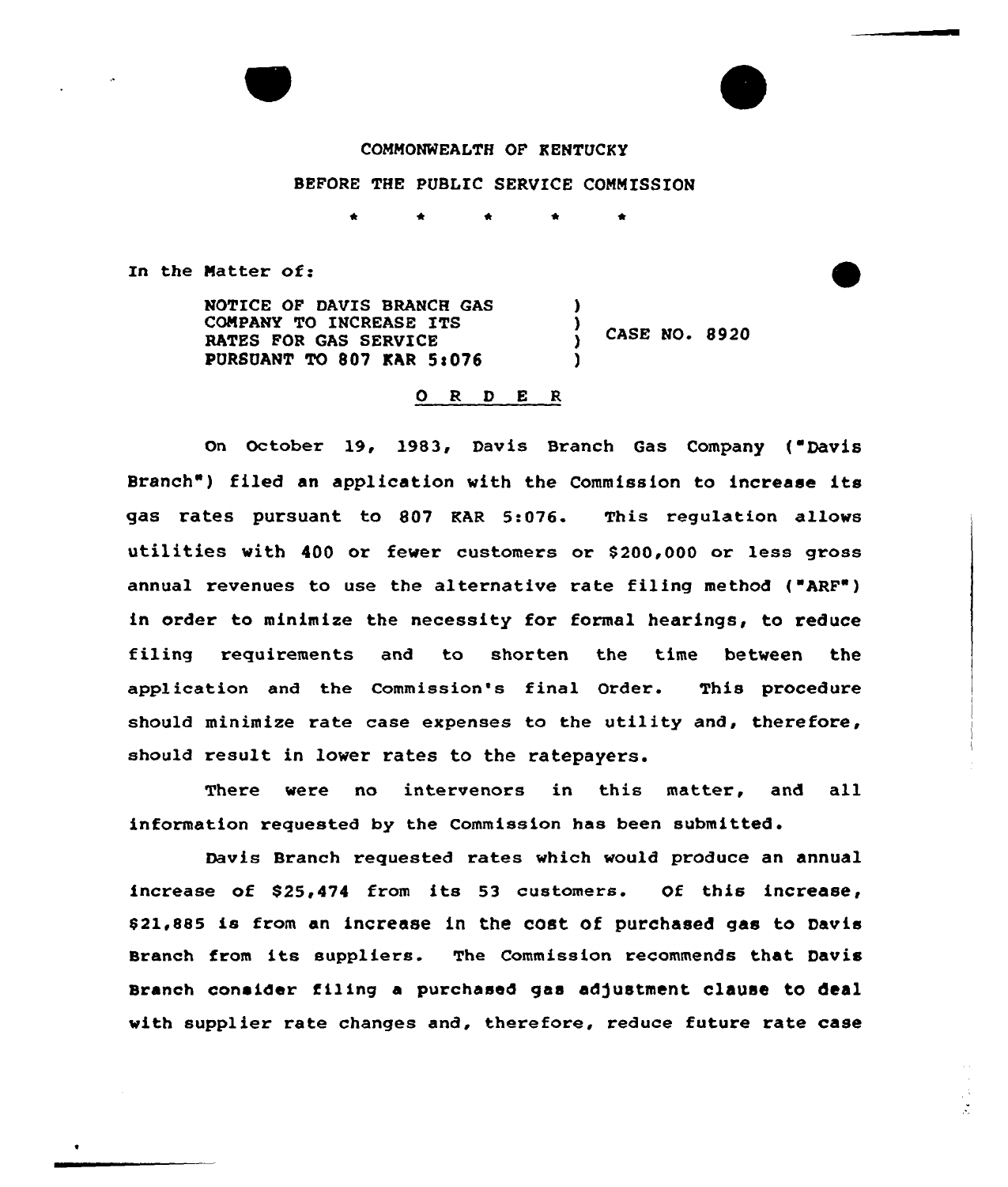COMMONWEALTH OF KENTUCKY

BEFORE THE PUBLIC SERVICE COMMISSION

\* \* \* \* \*

In the Matter of:

NOTICE OF DAVIS BRANCH GAS COMPANY TO INCREASE ITS RATES FOR GAS SERVICE PURSUANT TO 807 KAR 5:076 ) CASE NO. 8920

## O R D E R

On October 19, 1983, Davis Branch Gas Company ("Davis Branch") filed an application with the Commission to increase its gas rates pursuant to 807 KAR 5:076. This regulation allows utilities with 400 or fewer customers or $200,000 or less gross annual revenues to use the alternative rate filing method ("ARF") in order to minimize the necessity for formal hearings, to reduce filing requirements and to shorten the time between the application and the Commission's final Order. This procedure should minimize rate case expenses to the utility and, therefore, should result in lower rates to the ratepayers.

There were no intervenors in this matter, and all information requested by the Commission has been submitted.

Davis Branch requested rates which would produce an annual increase of $25,474 from its 53 customers. Of this increase, $21,885 is from an increase in the cost of purchased gas to Davis Branch from its suppliers. The Commission recommends that Davis Branch consider filing a purchased gas adjustment clause to deal with supplier rate changes and, therefore, reduce future rate case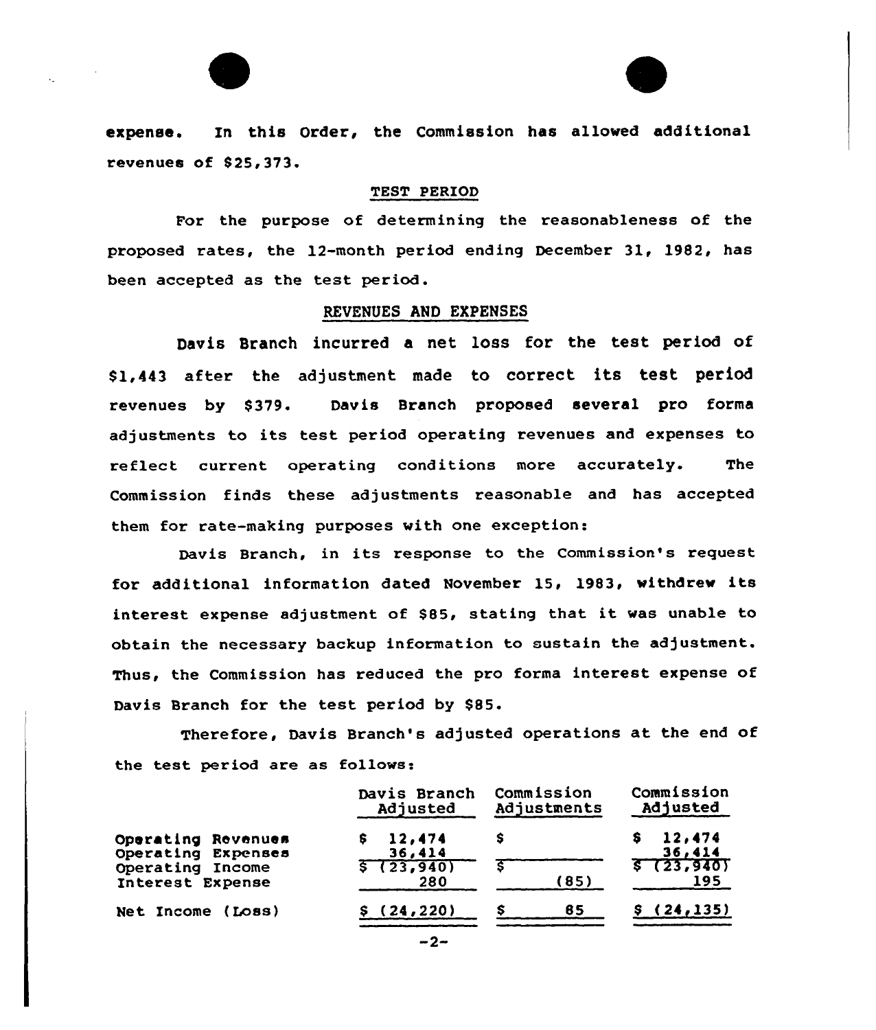expense. In this Order, the Commission has allowed additional revenues of $25,373.

## TEST PERIOD

For the purpose of determining the reasonableness of the proposed rates, the 12-month period ending December 31, 1982, has been accepted as the test period.

## REVENUES AND EXPENSES

Davis Branch incurred a net loss for the test period of $1,443 after the adjustment made to correct its test period revenues by $379. Davis Branch proposed several pro forma adjustments to its test period operating revenues and expenses to reflect current operating conditions more accurately. The Commission finds these adjustments reasonable and has accepted them for rate-making purposes with one exception:

Davis Branch, in its response to the Commission's request for additional information dated November 15, 1983, withdrew its interest expense adjustment of $85, stating that it was unable to obtain the necessary backup information to sustain the adjustment. Thus, the Commission has reduced the pro forma interest expense of Davis Branch for the test period by $85.

Therefore, Davis Branch's adjusted operations at the end of the test period are as follows:

| | Davis Branch Adjusted | Commission Adjustments | Commission Adjusted |
|---|---|---|---|
| Operating Revenues | $ 12,474 | $ | $ 12,474 |
| Operating Expenses | 36,414 | | 36,414 |
| Operating Income | $ (23,940) | $ | $ (23,940) |
| Interest Expense | 280 | (85) | 195 |
| Net Income (Loss) | $ (24,220) | $ 85 | $ (24,135) |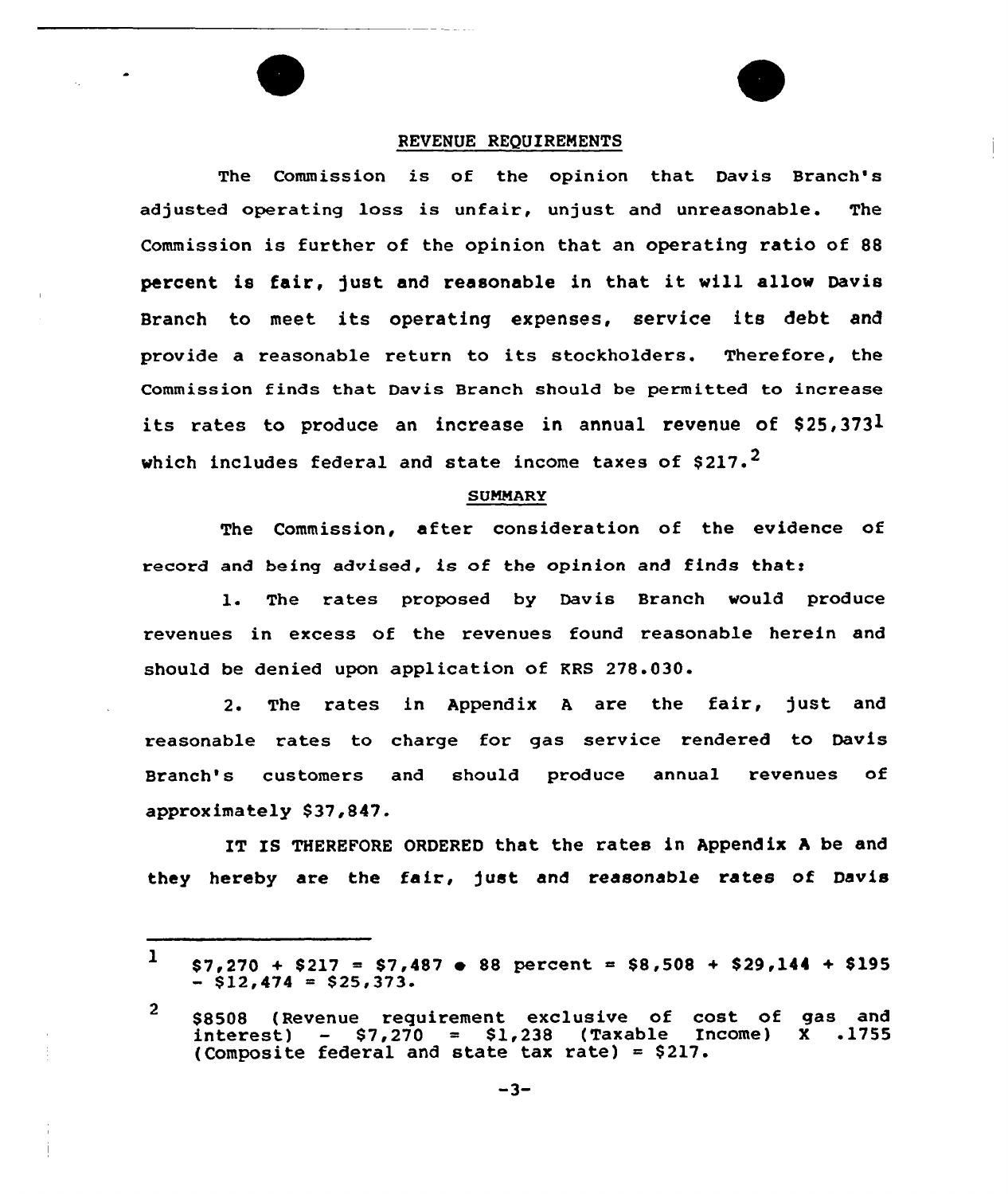## REVENUE REQUIREMENTS

The Commission is of the opinion that Davis Branch's adjusted operating loss is unfair, unjust and unreasonable. The Commission is further of the opinion that an operating ratio of 88 percent is fair, just and reasonable in that it will allow Davis Branch to meet its operating expenses, service its debt and provide a reasonable return to its stockholders. Therefore, the Commission finds that Davis Branch should be permitted to increase its rates to produce an increase in annual revenue of $25,373[1] which includes federal and state income taxes of $217.[2]

## SUMMARY

The Commission, after consideration of the evidence of record and being advised, is of the opinion and finds that:

1. The rates proposed by Davis Branch would produce revenues in excess of the revenues found reasonable herein and should be denied upon application of KRS 278.030.

2. The rates in Appendix A are the fair, just and reasonable rates to charge for gas service rendered to Davis Branch's customers and should produce annual revenues of approximately $37,847.

IT IS THEREFORE ORDERED that the rates in Appendix A be and they hereby are the fair, just and reasonable rates of Davis

---

[1] $7,270 + $217 = $7,487 ● 88 percent = $8,508 + $29,144 + $195 − $12,474 = $25,373.

[2] $8508 (Revenue requirement exclusive of cost of gas and interest) − $7,270 = $1,238 (Taxable Income) X .1755 (Composite federal and state tax rate) = $217.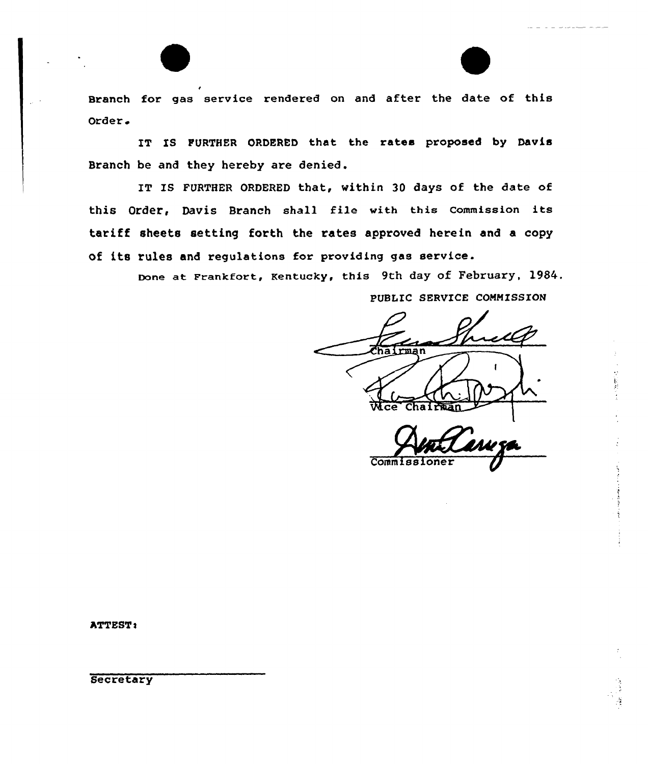Branch for gas service rendered on and after the date of this Order.

IT IS FURTHER ORDERED that the rates proposed by Davis Branch be and they hereby are denied.

IT IS FURTHER ORDERED that, within 30 days of the date of this Order, Davis Branch shall file with this Commission its tariff sheets setting forth the rates approved herein and a copy of its rules and regulations for providing gas service.

Done at Frankfort, Kentucky, this 9th day of February, 1984.

PUBLIC SERVICE COMMISSION

Chairman

Vice Chairman

Commissioner

ATTEST:

Secretary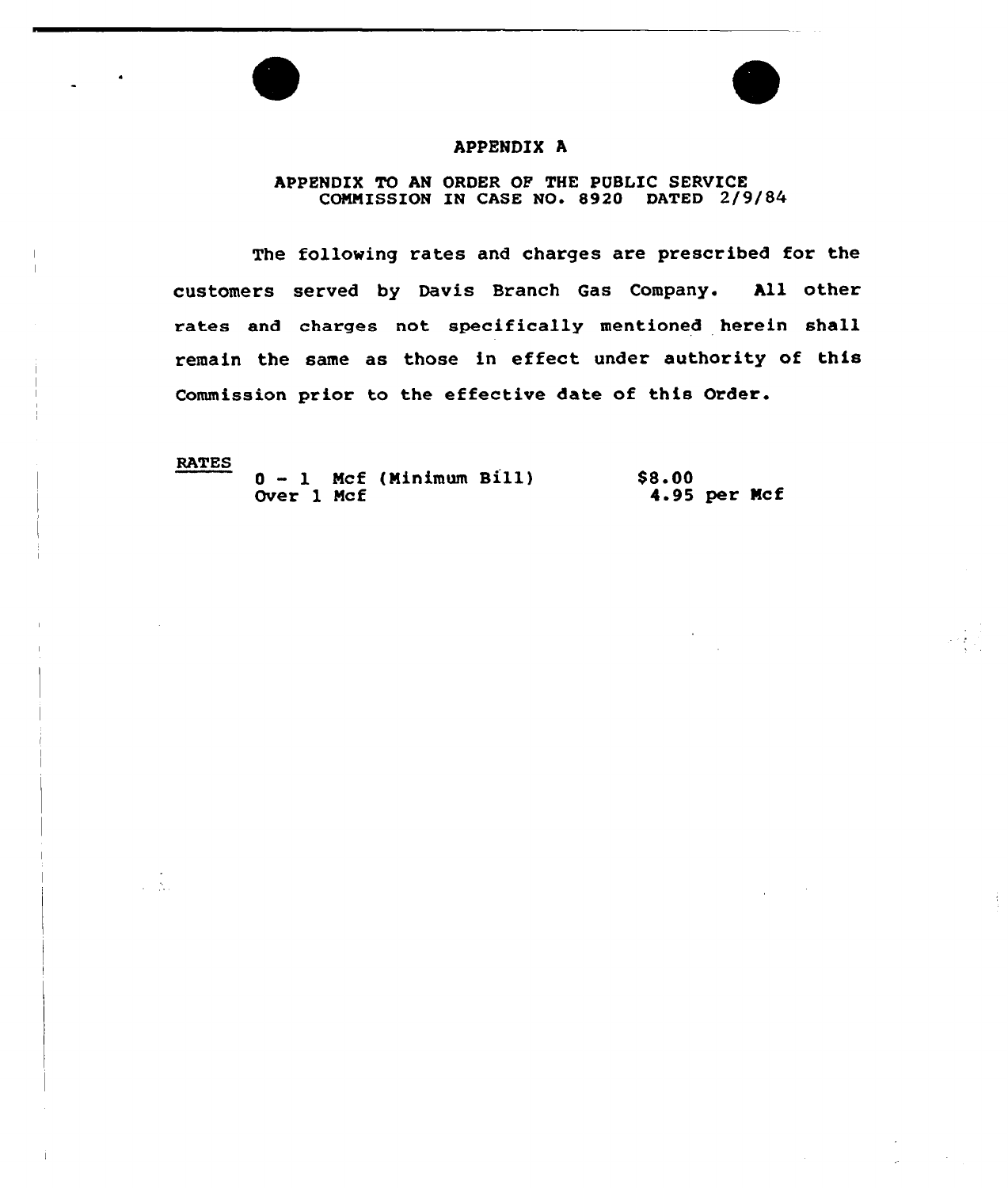# APPENDIX A

APPENDIX TO AN ORDER OF THE PUBLIC SERVICE COMMISSION IN CASE NO. 8920 DATED 2/9/84

The following rates and charges are prescribed for the customers served by Davis Branch Gas Company. All other rates and charges not specifically mentioned herein shall remain the same as those in effect under authority of this Commission prior to the effective date of this Order.

**RATES**

| | |
|---|---|
| 0 - 1 Mcf (Minimum Bill) | $8.00 |
| Over 1 Mcf | 4.95 per Mcf |